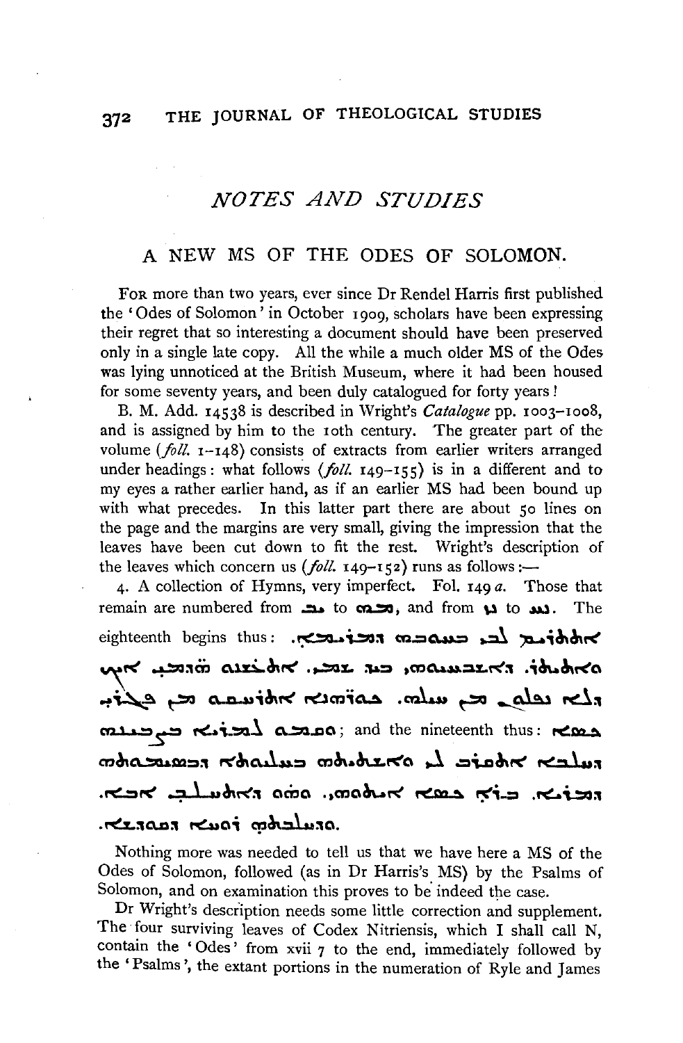## NOTES AND STUDIES

### A NEW MS OF THE ODES OF SOLOMON.

For more than two years, ever since Dr Rendel Harris first published the 'Odes of Solomon' in October 1909, scholars have been expressing their regret that so interesting a document should have been preserved only in a single late copy. All the while a much older MS of the Odes was lying unnoticed at the British Museum, where it had been housed for some seventy years, and been duly catalogued for forty years!

B. M. Add. 14538 is described in Wright's *Catalogue* pp. 1003–1008, and is assigned by him to the 10th century. The greater part of the volume (*foll.* 1–148) consists of extracts from earlier writers arranged under headings: what follows (*foll.* 149–155) is in a different and to my eyes a rather earlier hand, as if an earlier MS had been bound up with what precedes. In this latter part there are about 50 lines on the page and the margins are very small, giving the impression that the leaves have been cut down to fit the rest. Wright's description of the leaves which concern us (*foll.* 149–152) runs as follows:—

4. A collection of Hymns, very imperfect. Fol. 149 *a*. Those that remain are numbered from ܝܙ to ܡܗ, and from ܝܚ to ܝܛ. The eighteenth begins thus: ܐܬܬܪܝܡ ܠܒܝ ܒܚܘܒܗ ܕܡܪܝܡܐ. ܘܐܬܬܪܝ. ܕܐܫܒܚܝܘܗܝ ܒܫܡܝ. ܗܕܡܝ ܐܬܚܝܠܘ ܐܝܟ ܕܠܐ ܢܦܠܘܢ ܡܢ ܚܝܠܗ. ܟܘܪܗܢܐ ܐܬܪܚܩܘ ܡܢ ܦܓܪܝ. ܘܩܡ ܠܡܪܝܐ ܒܨܒܝܢܗ; and the nineteenth thus: ܩܥܝܬ ܠܡܪܝܐ ܟܕ ܐܬܐܠܨܬ ܠܚܪܬܐ ܕܐܘܠܨܢܐ. ܩܕܡ ܐܠܗܐ ܟܕ ܐܬܩܦܘ ܚܛܝܐ. ܘܗܘ ܫܡܥܗ ܠܨܠܘܬܝ. ܘܒܠܒܝܬܗ ܪܘܚܐ ܕܙܕܝܩܘܬܐ.

Nothing more was needed to tell us that we have here a MS of the Odes of Solomon, followed (as in Dr Harris's MS) by the Psalms of Solomon, and on examination this proves to be indeed the case.

Dr Wright's description needs some little correction and supplement. The four surviving leaves of Codex Nitriensis, which I shall call N, contain the 'Odes' from xvii 7 to the end, immediately followed by the 'Psalms', the extant portions in the numeration of Ryle and James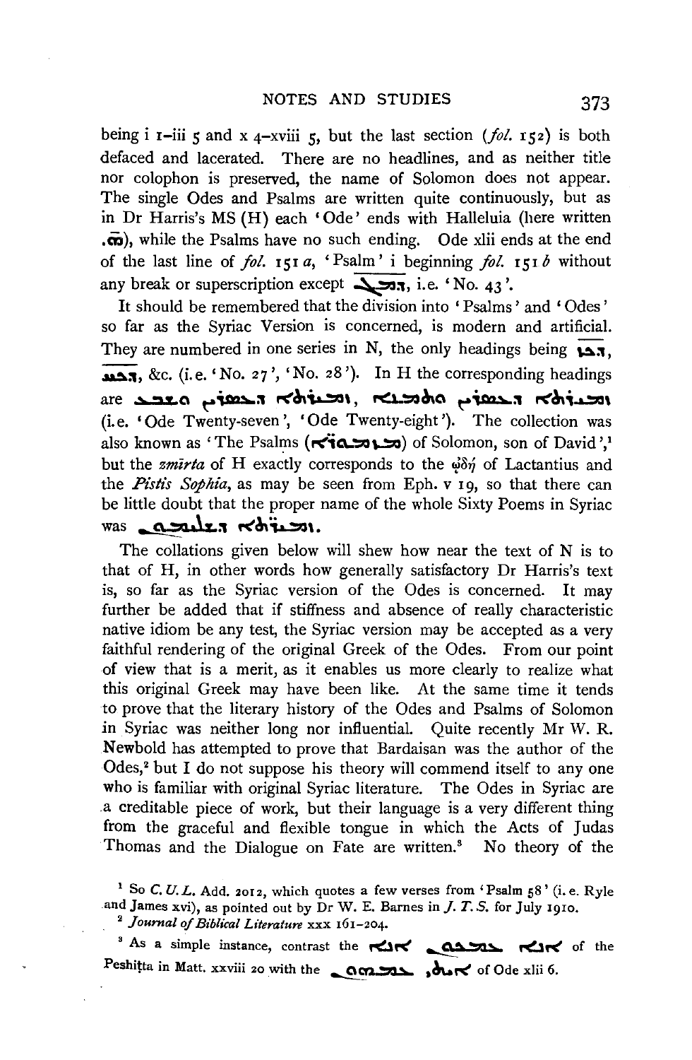being i 1–iii 5 and x 4–xviii 5, but the last section (*fol.* 152) is both defaced and lacerated. There are no headlines, and as neither title nor colophon is preserved, the name of Solomon does not appear. The single Odes and Psalms are written quite continuously, but as in Dr Harris's MS (H) each 'Ode' ends with Halleluia (here written ܗ̄.), while the Psalms have no such ending. Ode xlii ends at the end of the last line of *fol.* 151 *a*, 'Psalm' i beginning *fol.* 151 *b* without any break or superscription except ܕܡܓ, i.e. 'No. 43'.

It should be remembered that the division into 'Psalms' and 'Odes' so far as the Syriac Version is concerned, is modern and artificial. They are numbered in one series in N, the only headings being ܕܟܙ, ܕܟܚ, &c. (i.e. 'No. 27', 'No. 28'). In H the corresponding headings are ܙܡܝܪܬܐ ܕܥܣܪܝܢ ܘܫܒܥ, ܙܡܝܪܬܐ ܕܥܣܪܝܢ ܘܬܡܢܐ (i.e. 'Ode Twenty-seven', 'Ode Twenty-eight'). The collection was also known as 'The Psalms (ܡܙܡܘܪܐ) of Solomon, son of David',[1] but the *zmīrta* of H exactly corresponds to the ᾠδή of Lactantius and the *Pistis Sophia*, as may be seen from Eph. v 19, so that there can be little doubt that the proper name of the whole Sixty Poems in Syriac was ܙܡܝܪܬܐ ܕܫܠܝܡܘܢ.

The collations given below will shew how near the text of N is to that of H, in other words how generally satisfactory Dr Harris's text is, so far as the Syriac version of the Odes is concerned. It may further be added that if stiffness and absence of really characteristic native idiom be any test, the Syriac version may be accepted as a very faithful rendering of the original Greek of the Odes. From our point of view that is a merit, as it enables us more clearly to realize what this original Greek may have been like. At the same time it tends to prove that the literary history of the Odes and Psalms of Solomon in Syriac was neither long nor influential. Quite recently Mr W. R. Newbold has attempted to prove that Bardaisan was the author of the Odes,[2] but I do not suppose his theory will commend itself to any one who is familiar with original Syriac literature. The Odes in Syriac are a creditable piece of work, but their language is a very different thing from the graceful and flexible tongue in which the Acts of Judas Thomas and the Dialogue on Fate are written.[3] No theory of the

---

[1] So *C. U. L.* Add. 2012, which quotes a few verses from 'Psalm 58' (i.e. Ryle and James xvi), as pointed out by Dr W. E. Barnes in *J. T. S.* for July 1910.

[2] *Journal of Biblical Literature* xxx 161–204.

[3] As a simple instance, contrast the ܐܢܐ ܥܡܟܘܢ ܐܢܐ of the Peshiṭta in Matt. xxviii 20 with the ܐܝܬܝ ܥܡܗܘܢ of Ode xlii 6.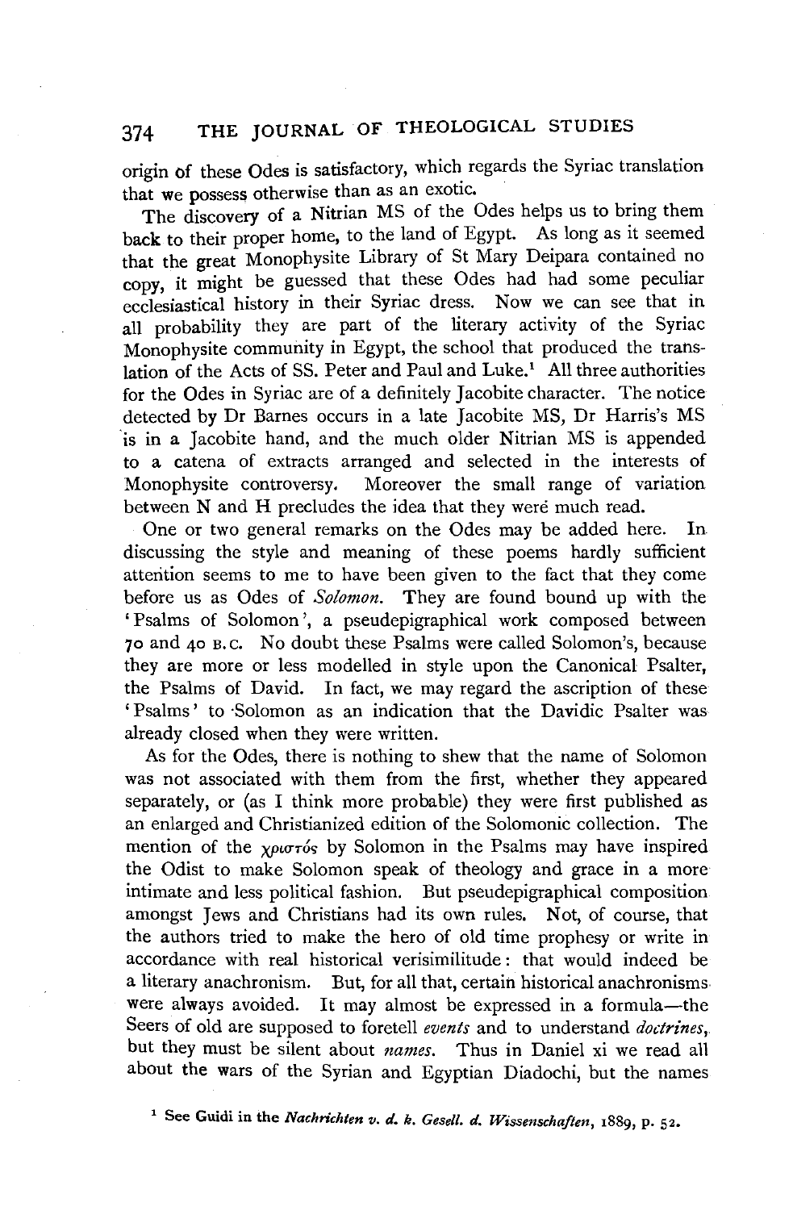origin of these Odes is satisfactory, which regards the Syriac translation that we possess otherwise than as an exotic.

The discovery of a Nitrian MS of the Odes helps us to bring them back to their proper home, to the land of Egypt. As long as it seemed that the great Monophysite Library of St Mary Deipara contained no copy, it might be guessed that these Odes had had some peculiar ecclesiastical history in their Syriac dress. Now we can see that in all probability they are part of the literary activity of the Syriac Monophysite community in Egypt, the school that produced the translation of the Acts of SS. Peter and Paul and Luke.[1] All three authorities for the Odes in Syriac are of a definitely Jacobite character. The notice detected by Dr Barnes occurs in a late Jacobite MS, Dr Harris's MS is in a Jacobite hand, and the much older Nitrian MS is appended to a catena of extracts arranged and selected in the interests of Monophysite controversy. Moreover the small range of variation between N and H precludes the idea that they were much read.

One or two general remarks on the Odes may be added here. In discussing the style and meaning of these poems hardly sufficient attention seems to me to have been given to the fact that they come before us as Odes of *Solomon*. They are found bound up with the 'Psalms of Solomon', a pseudepigraphical work composed between 70 and 40 B.C. No doubt these Psalms were called Solomon's, because they are more or less modelled in style upon the Canonical Psalter, the Psalms of David. In fact, we may regard the ascription of these 'Psalms' to Solomon as an indication that the Davidic Psalter was already closed when they were written.

As for the Odes, there is nothing to shew that the name of Solomon was not associated with them from the first, whether they appeared separately, or (as I think more probable) they were first published as an enlarged and Christianized edition of the Solomonic collection. The mention of the χριστός by Solomon in the Psalms may have inspired the Odist to make Solomon speak of theology and grace in a more intimate and less political fashion. But pseudepigraphical composition amongst Jews and Christians had its own rules. Not, of course, that the authors tried to make the hero of old time prophesy or write in accordance with real historical verisimilitude: that would indeed be a literary anachronism. But, for all that, certain historical anachronisms were always avoided. It may almost be expressed in a formula—the Seers of old are supposed to foretell *events* and to understand *doctrines*, but they must be silent about *names*. Thus in Daniel xi we read all about the wars of the Syrian and Egyptian Diadochi, but the names

[1] See Guidi in the *Nachrichten v. d. k. Gesell. d. Wissenschaften*, 1889, p. 52.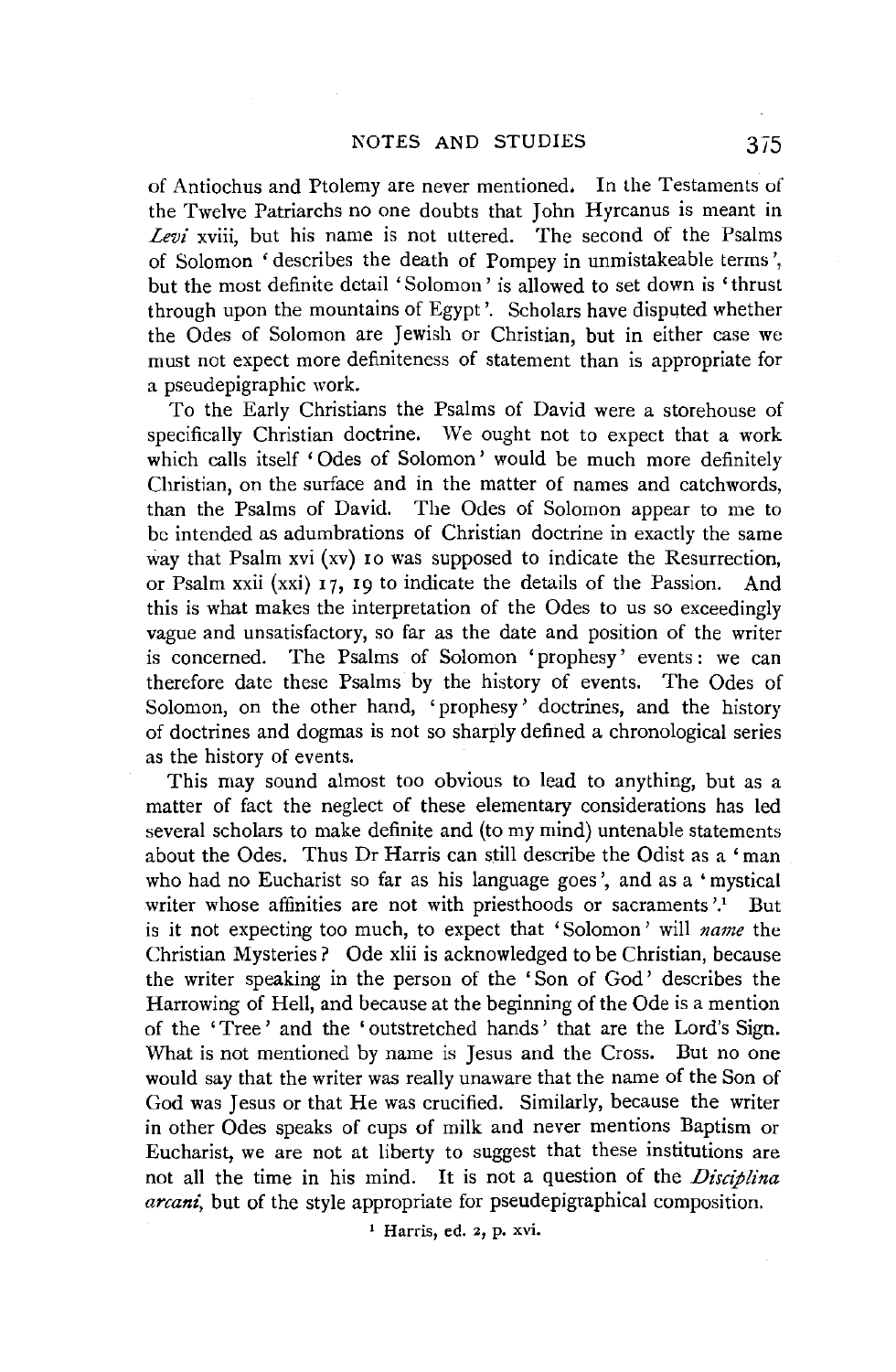of Antiochus and Ptolemy are never mentioned. In the Testaments of the Twelve Patriarchs no one doubts that John Hyrcanus is meant in *Levi* xviii, but his name is not uttered. The second of the Psalms of Solomon 'describes the death of Pompey in unmistakeable terms', but the most definite detail 'Solomon' is allowed to set down is 'thrust through upon the mountains of Egypt'. Scholars have disputed whether the Odes of Solomon are Jewish or Christian, but in either case we must not expect more definiteness of statement than is appropriate for a pseudepigraphic work.

To the Early Christians the Psalms of David were a storehouse of specifically Christian doctrine. We ought not to expect that a work which calls itself 'Odes of Solomon' would be much more definitely Christian, on the surface and in the matter of names and catchwords, than the Psalms of David. The Odes of Solomon appear to me to be intended as adumbrations of Christian doctrine in exactly the same way that Psalm xvi (xv) 10 was supposed to indicate the Resurrection, or Psalm xxii (xxi) 17, 19 to indicate the details of the Passion. And this is what makes the interpretation of the Odes to us so exceedingly vague and unsatisfactory, so far as the date and position of the writer is concerned. The Psalms of Solomon 'prophesy' events: we can therefore date these Psalms by the history of events. The Odes of Solomon, on the other hand, 'prophesy' doctrines, and the history of doctrines and dogmas is not so sharply defined a chronological series as the history of events.

This may sound almost too obvious to lead to anything, but as a matter of fact the neglect of these elementary considerations has led several scholars to make definite and (to my mind) untenable statements about the Odes. Thus Dr Harris can still describe the Odist as a 'man who had no Eucharist so far as his language goes', and as a 'mystical writer whose affinities are not with priesthoods or sacraments'.[1] But is it not expecting too much, to expect that 'Solomon' will *name* the Christian Mysteries? Ode xlii is acknowledged to be Christian, because the writer speaking in the person of the 'Son of God' describes the Harrowing of Hell, and because at the beginning of the Ode is a mention of the 'Tree' and the 'outstretched hands' that are the Lord's Sign. What is not mentioned by name is Jesus and the Cross. But no one would say that the writer was really unaware that the name of the Son of God was Jesus or that He was crucified. Similarly, because the writer in other Odes speaks of cups of milk and never mentions Baptism or Eucharist, we are not at liberty to suggest that these institutions are not all the time in his mind. It is not a question of the *Disciplina arcani*, but of the style appropriate for pseudepigraphical composition.

[1] Harris, ed. 2, p. xvi.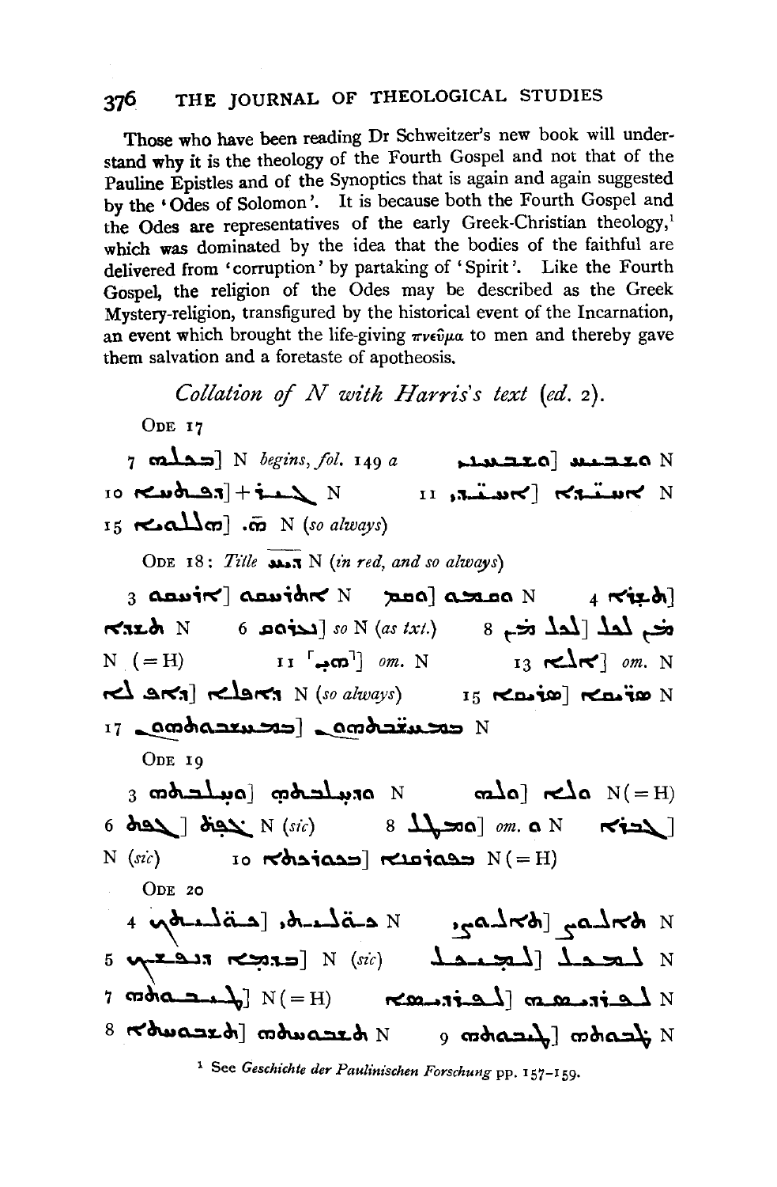Those who have been reading Dr Schweitzer's new book will understand why it is the theology of the Fourth Gospel and not that of the Pauline Epistles and of the Synoptics that is again and again suggested by the 'Odes of Solomon'. It is because both the Fourth Gospel and the Odes are representatives of the early Greek-Christian theology,[1] which was dominated by the idea that the bodies of the faithful are delivered from 'corruption' by partaking of 'Spirit'. Like the Fourth Gospel, the religion of the Odes may be described as the Greek Mystery-religion, transfigured by the historical event of the Incarnation, an event which brought the life-giving πνεῦμα to men and thereby gave them salvation and a foretaste of apotheosis.

## *Collation of N with Harris's text (ed. 2).*

ODE 17

7 ܒܟܠܗ] N *begins, fol.* 149 *a* ܘܫܒܩܝܢ] ܘܫܒܩܢ N
10 ܕܒܬܘܠܬܐ] + ܠܥܠ N 11 ܐܪܥܢܝ] ܐܪܥܢܐ N
15 ܗܠܠܘܝܐ] .ܗ̄ N (*so always*)

ODE 18: *Title* ܕܝܠܗ N (*in red, and so always*)

3 ܘܐܬܪܥܘ] ܘܐܬܪܥܬ N ܘܩܘܡ] ܘܩܡܘ N 4 ܬܫܪܐ]
ܬܫܪܐ N 6 ܢܙܕܟܘܢ] *so* N (*as txt.*) 8 ܡܢ ܠܥܠ] ܠܥܠ ܡܢ
N (=H) 11 ⌜ܗܘ⌝] *om.* N 13 ܐܠܐ] *om.* N
ܕܐܦ ܠܐ] ܕܐܦܠܐ N (*so always*) 15 ܦܘܪܣܐ] ܦܘܪܣܐ N
17 ܒܡܚܫܒܬܗܘܢ] ܒܡܚܫܒܬܗܘܢ N

ODE 19

3 ܘܐܚܠܒܗ] ܕܚܠܒܗ N ܘܠܗ] ܠܗ N (=H)
6 ܝܠܕܬ] ܝܠܕܬ N (*sic*) 8 ܘܒܟܠ] *om.* ܘ N ܠܒܪܐ]
N (*sic*) 10 ܒܩܘܪܒܢܐ] ܒܩܘܪܒܢܐ N (=H)

ODE 20

4 ܒܩܠܝܬܟ] ܒܩܠܝܬܝ N ܬܠܘܐܝܢ] ܬܠܘܐܝܢ N
5 ܒܕܡܐ ܕܚܒܪܟ] N (*sic*) ܠܡܚܠܛ] ܠܡܚܠܛ N
7 ܠܢܘܟܪܝܐ] N (=H) ܠܦܪܕܝܣܐ] ܠܦܪܕܝܣܗ N
8 ܬܫܒܘܚܬܐ] ܬܫܒܘܚܬܗ N 9 ܠܬܘܒܗ] ܠܬܘܒܗ N

[1] See *Geschichte der Paulinischen Forschung* pp. 157–159.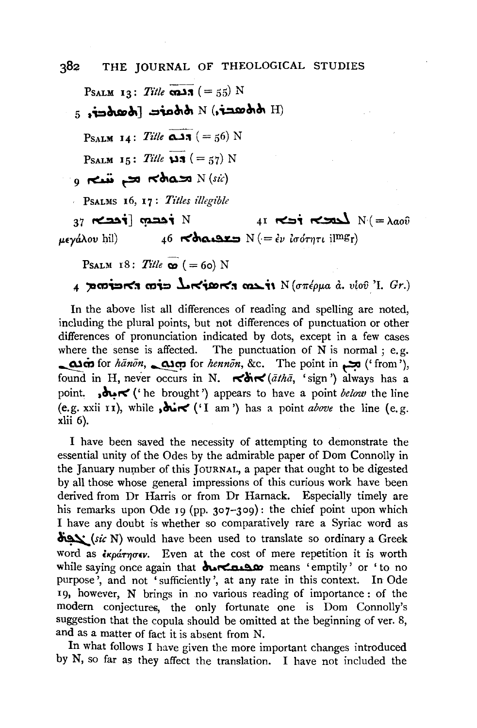PSALM 13: *Title* ܢܗ̈ (= 55) N

5 ܬܬܦܣܘܪ] ܬܬܦܪܘܣ N (ܬܬܦܣܘܪ H)

PSALM 14: *Title* ܢܘ̈ (= 56) N

PSALM 15: *Title* ܢܙ̈ (= 57) N

9 ܒܫܘܒܚܐ ܡܢ ܫܡܝܐ N (*sic*)

PSALMS 16, 17: *Titles illegible*

37 ܘܪܒܝܢܗ̇] ܘܪܒܝܢܐ N    41 ܠܥܡܐ ܪܒܐ N (= λαοῦ μεγάλου hil)    46 ܒܫܘܝܘܬܐ N (= ἐν ἰσότητι ilᵐᵍr)

PSALM 18: *Title* ܣ̈ (= 60) N

4 ܙܪܥܗ ܕܐܒܪܗܡ ܒܪܗ ܕܐܒܪܗܡ N (σπέρμα ἀ. υἱοῦ 'I. *Gr.*)

In the above list all differences of reading and spelling are noted, including the plural points, but not differences of punctuation or other differences of pronunciation indicated by dots, except in a few cases where the sense is affected. The punctuation of N is normal; e.g. ܗܢܘܢ for *hānōn*, ܗܢܘܢ for *hennōn*, &c. The point in ܡܢ ('from'), found in H, never occurs in N. ܐܬܐ (*āthā*, 'sign') always has a point. ܐܝܬܝ ('he brought') appears to have a point *below* the line (e.g. xxii 11), while ܐܝܬܝ ('I am') has a point *above* the line (e.g. xlii 6).

I have been saved the necessity of attempting to demonstrate the essential unity of the Odes by the admirable paper of Dom Connolly in the January number of this JOURNAL, a paper that ought to be digested by all those whose general impressions of this curious work have been derived from Dr Harris or from Dr Harnack. Especially timely are his remarks upon Ode 19 (pp. 307–309): the chief point upon which I have any doubt is whether so comparatively rare a Syriac word as ܠܦܬ (*sic* N) would have been used to translate so ordinary a Greek word as ἐκράτησεν. Even at the cost of mere repetition it is worth while saying once again that ܣܦܝܩܐܝܬ means 'emptily' or 'to no purpose', and not 'sufficiently', at any rate in this context. In Ode 19, however, N brings in no various reading of importance: of the modern conjectures, the only fortunate one is Dom Connolly's suggestion that the copula should be omitted at the beginning of ver. 8, and as a matter of fact it is absent from N.

In what follows I have given the more important changes introduced by N, so far as they affect the translation. I have not included the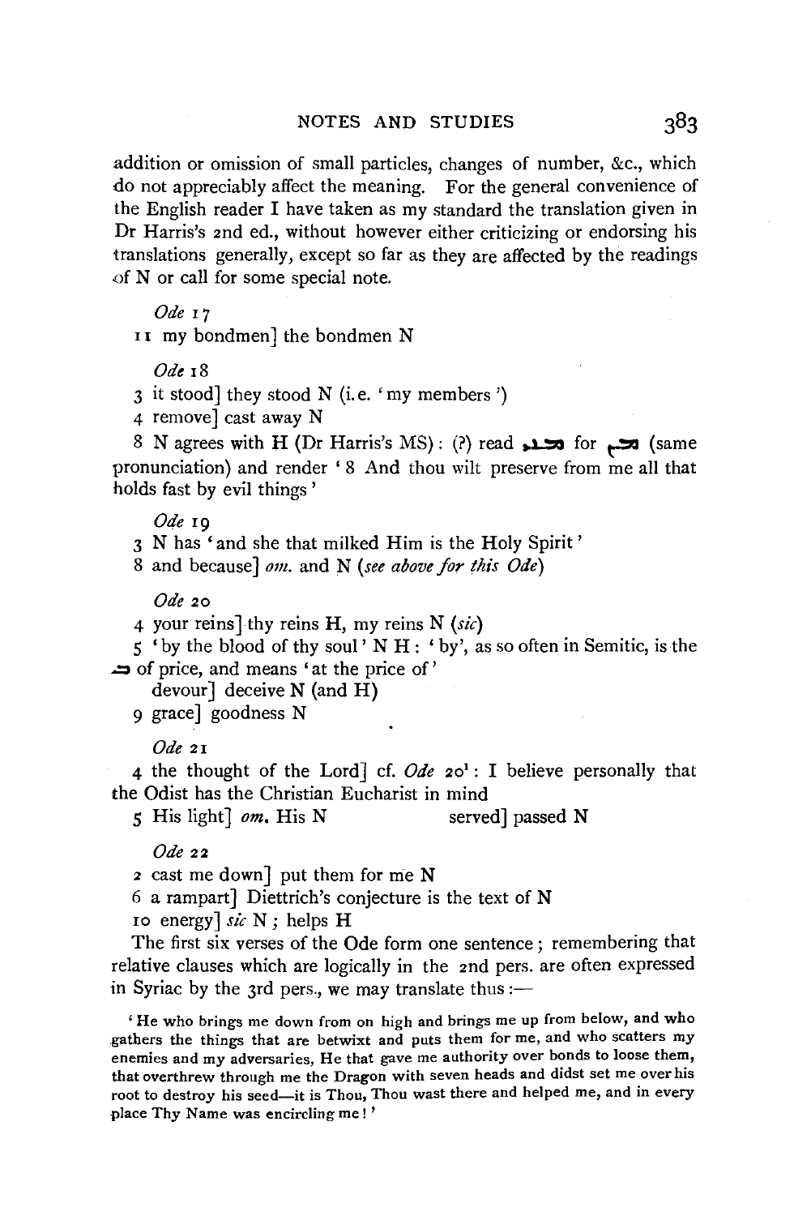addition or omission of small particles, changes of number, &c., which do not appreciably affect the meaning. For the general convenience of the English reader I have taken as my standard the translation given in Dr Harris's 2nd ed., without however either criticizing or endorsing his translations generally, except so far as they are affected by the readings of N or call for some special note.

*Ode* 17

11 my bondmen] the bondmen N

*Ode* 18

3 it stood] they stood N (i.e. 'my members')

4 remove] cast away N

8 N agrees with H (Dr Harris's MS): (?) read ܒܝܫ̈ for ܒܝܫ (same pronunciation) and render '8 And thou wilt preserve from me all that holds fast by evil things'

*Ode* 19

3 N has 'and she that milked Him is the Holy Spirit'

8 and because] *om.* and N (*see above for this Ode*)

*Ode* 20

4 your reins] thy reins H, my reins N (*sic*)

5 'by the blood of thy soul' N H: 'by', as so often in Semitic, is the ܒ of price, and means 'at the price of'

devour] deceive N (and H)

9 grace] goodness N

*Ode* 21

4 the thought of the Lord] cf. *Ode* 20[1]: I believe personally that the Odist has the Christian Eucharist in mind

5 His light] *om.* His N          served] passed N

*Ode* 22

2 cast me down] put them for me N

6 a rampart] Diettrich's conjecture is the text of N

10 energy] *sic* N; helps H

The first six verses of the Ode form one sentence; remembering that relative clauses which are logically in the 2nd pers. are often expressed in Syriac by the 3rd pers., we may translate thus:—

'He who brings me down from on high and brings me up from below, and who gathers the things that are betwixt and puts them for me, and who scatters my enemies and my adversaries, He that gave me authority over bonds to loose them, that overthrew through me the Dragon with seven heads and didst set me over his root to destroy his seed—it is Thou, Thou wast there and helped me, and in every place Thy Name was encircling me!'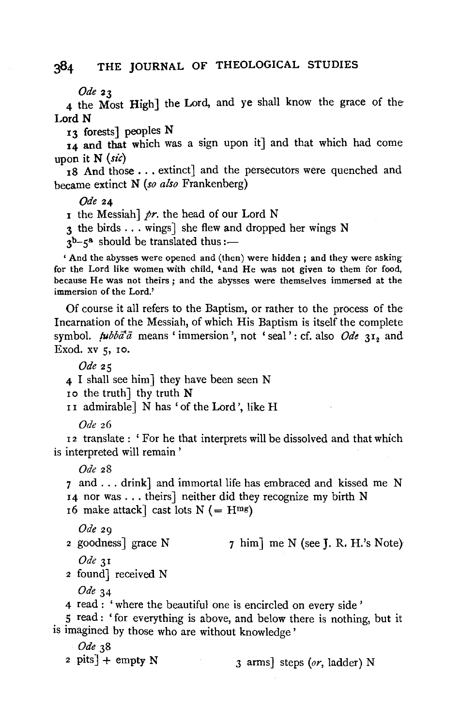*Ode* 23

4 the Most High] the Lord, and ye shall know the grace of the Lord N

13 forests] peoples N

14 and that which was a sign upon it] and that which had come upon it N (*sic*)

18 And those . . . extinct] and the persecutors were quenched and became extinct N (*so also* Frankenberg)

*Ode* 24

1 the Messiah] *pr.* the head of our Lord N

3 the birds . . . wings] she flew and dropped her wings N

$3^{b}$–$5^{a}$ should be translated thus :—

'And the abysses were opened and (then) were hidden ; and they were asking for the Lord like women with child, [4]and He was not given to them for food, because He was not theirs ; and the abysses were themselves immersed at the immersion of the Lord.'

Of course it all refers to the Baptism, or rather to the process of the Incarnation of the Messiah, of which His Baptism is itself the complete symbol. *ṭubbāʿā* means 'immersion', not 'seal': cf. also *Ode* $31_2$ and Exod. xv 5, 10.

*Ode* 25

4 I shall see him] they have been seen N

10 the truth] thy truth N

11 admirable] N has 'of the Lord', like H

*Ode* 26

12 translate : 'For he that interprets will be dissolved and that which is interpreted will remain'

*Ode* 28

7 and . . . drink] and immortal life has embraced and kissed me N

14 nor was . . . theirs] neither did they recognize my birth N

16 make attack] cast lots N (= $H^{mg}$)

*Ode* 29

2 goodness] grace N

7 him] me N (see J. R. H.'s Note)

*Ode* 31

2 found] received N

*Ode* 34

4 read : 'where the beautiful one is encircled on every side'

5 read : 'for everything is above, and below there is nothing, but it is imagined by those who are without knowledge'

*Ode* 38

2 pits] + empty N

3 arms] steps (*or*, ladder) N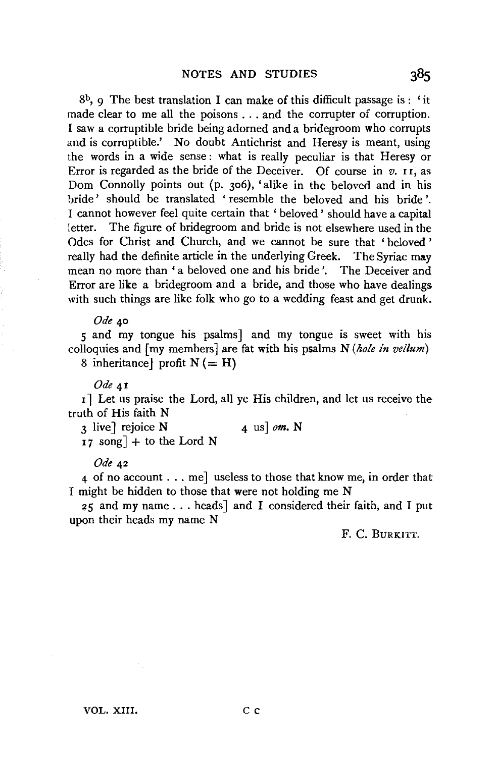8b, 9 The best translation I can make of this difficult passage is: 'it made clear to me all the poisons . . . and the corrupter of corruption. I saw a corruptible bride being adorned and a bridegroom who corrupts and is corruptible.' No doubt Antichrist and Heresy is meant, using the words in a wide sense: what is really peculiar is that Heresy or Error is regarded as the bride of the Deceiver. Of course in *v.* 11, as Dom Connolly points out (p. 306), 'alike in the beloved and in his bride' should be translated 'resemble the beloved and his bride'. I cannot however feel quite certain that 'beloved' should have a capital letter. The figure of bridegroom and bride is not elsewhere used in the Odes for Christ and Church, and we cannot be sure that 'beloved' really had the definite article in the underlying Greek. The Syriac may mean no more than 'a beloved one and his bride'. The Deceiver and Error are like a bridegroom and a bride, and those who have dealings with such things are like folk who go to a wedding feast and get drunk.

*Ode* 40

5 and my tongue his psalms] and my tongue is sweet with his colloquies and [my members] are fat with his psalms N (*hole in vellum*)

8 inheritance] profit N (= H)

*Ode* 41

1] Let us praise the Lord, all ye His children, and let us receive the truth of His faith N

3 live] rejoice N

4 us] *om.* N

17 song] + to the Lord N

*Ode* 42

4 of no account . . . me] useless to those that know me, in order that I might be hidden to those that were not holding me N

25 and my name . . . heads] and I considered their faith, and I put upon their heads my name N

F. C. BURKITT.